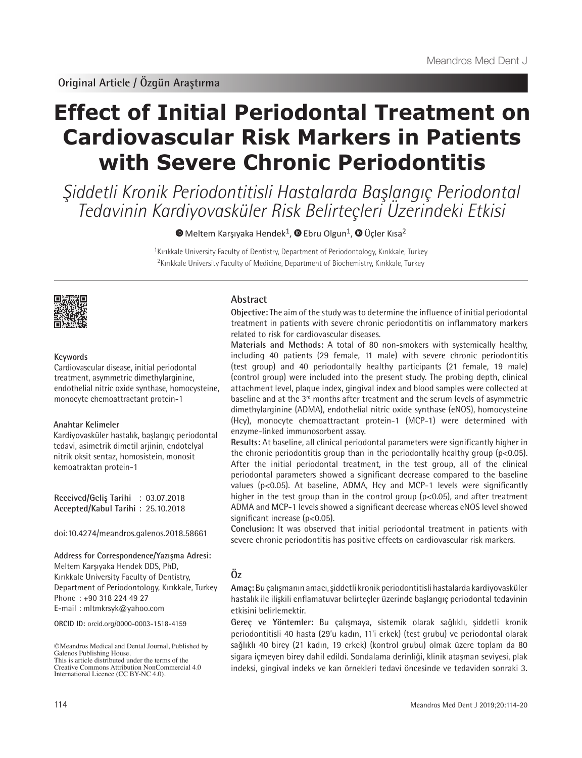Original Article / Özgün Araştırma

# Effect of Initial Periodontal Treatment on Cardiovascular Risk Markers in Patients with Severe Chronic Periodontitis

## *Şiddetli Kronik Periodontitisli Hastalarda Başlangıç Periodontal Tedavinin Kardiyovasküler Risk Belirteçleri Üzerindeki Etkisi*

Meltem Karşıyaka Hendek[1], Ebru Olgun[1], Üçler Kısa[2]

[1]Kırıkkale University Faculty of Dentistry, Department of Periodontology, Kırıkkale, Turkey
[2]Kırıkkale University Faculty of Medicine, Department of Biochemistry, Kırıkkale, Turkey

**Keywords**
Cardiovascular disease, initial periodontal treatment, asymmetric dimethylarginine, endothelial nitric oxide synthase, homocysteine, monocyte chemoattractant protein-1

**Anahtar Kelimeler**
Kardiyovasküler hastalık, başlangıç periodontal tedavi, asimetrik dimetil arjinin, endotelyal nitrik oksit sentaz, homosistein, monosit kemoatraktan protein-1

**Received/Geliş Tarihi** : 03.07.2018
**Accepted/Kabul Tarihi** : 25.10.2018

doi:10.4274/meandros.galenos.2018.58661

**Address for Correspondence/Yazışma Adresi:**
Meltem Karşıyaka Hendek DDS, PhD,
Kırıkkale University Faculty of Dentistry,
Department of Periodontology, Kırıkkale, Turkey
Phone : +90 318 224 49 27
E-mail : mltmkrsyk@yahoo.com

**ORCID ID:** orcid.org/0000-0003-1518-4159

©Meandros Medical and Dental Journal, Published by Galenos Publishing House.
This is article distributed under the terms of the Creative Commons Attribution NonCommercial 4.0 International Licence (CC BY-NC 4.0).

### Abstract

**Objective:** The aim of the study was to determine the influence of initial periodontal treatment in patients with severe chronic periodontitis on inflammatory markers related to risk for cardiovascular diseases.

**Materials and Methods:** A total of 80 non-smokers with systemically healthy, including 40 patients (29 female, 11 male) with severe chronic periodontitis (test group) and 40 periodontally healthy participants (21 female, 19 male) (control group) were included into the present study. The probing depth, clinical attachment level, plaque index, gingival index and blood samples were collected at baseline and at the 3rd months after treatment and the serum levels of asymmetric dimethylarginine (ADMA), endothelial nitric oxide synthase (eNOS), homocysteine (Hcy), monocyte chemoattractant protein-1 (MCP-1) were determined with enzyme-linked immunosorbent assay.

**Results:** At baseline, all clinical periodontal parameters were significantly higher in the chronic periodontitis group than in the periodontally healthy group ($p<0.05$). After the initial periodontal treatment, in the test group, all of the clinical periodontal parameters showed a significant decrease compared to the baseline values ($p<0.05$). At baseline, ADMA, Hcy and MCP-1 levels were significantly higher in the test group than in the control group ($p<0.05$), and after treatment ADMA and MCP-1 levels showed a significant decrease whereas eNOS level showed significant increase ($p<0.05$).

**Conclusion:** It was observed that initial periodontal treatment in patients with severe chronic periodontitis has positive effects on cardiovascular risk markers.

### Öz

**Amaç:** Bu çalışmanın amacı, şiddetli kronik periodontitisli hastalarda kardiyovasküler hastalık ile ilişkili enflamatuvar belirteçler üzerinde başlangıç periodontal tedavinin etkisini belirlemektir.

**Gereç ve Yöntemler:** Bu çalışmaya, sistemik olarak sağlıklı, şiddetli kronik periodontitisli 40 hasta (29'u kadın, 11'i erkek) (test grubu) ve periodontal olarak sağlıklı 40 birey (21 kadın, 19 erkek) (kontrol grubu) olmak üzere toplam da 80 sigara içmeyen birey dahil edildi. Sondalama derinliği, klinik ataşman seviyesi, plak indeksi, gingival indeks ve kan örnekleri tedavi öncesinde ve tedaviden sonraki 3.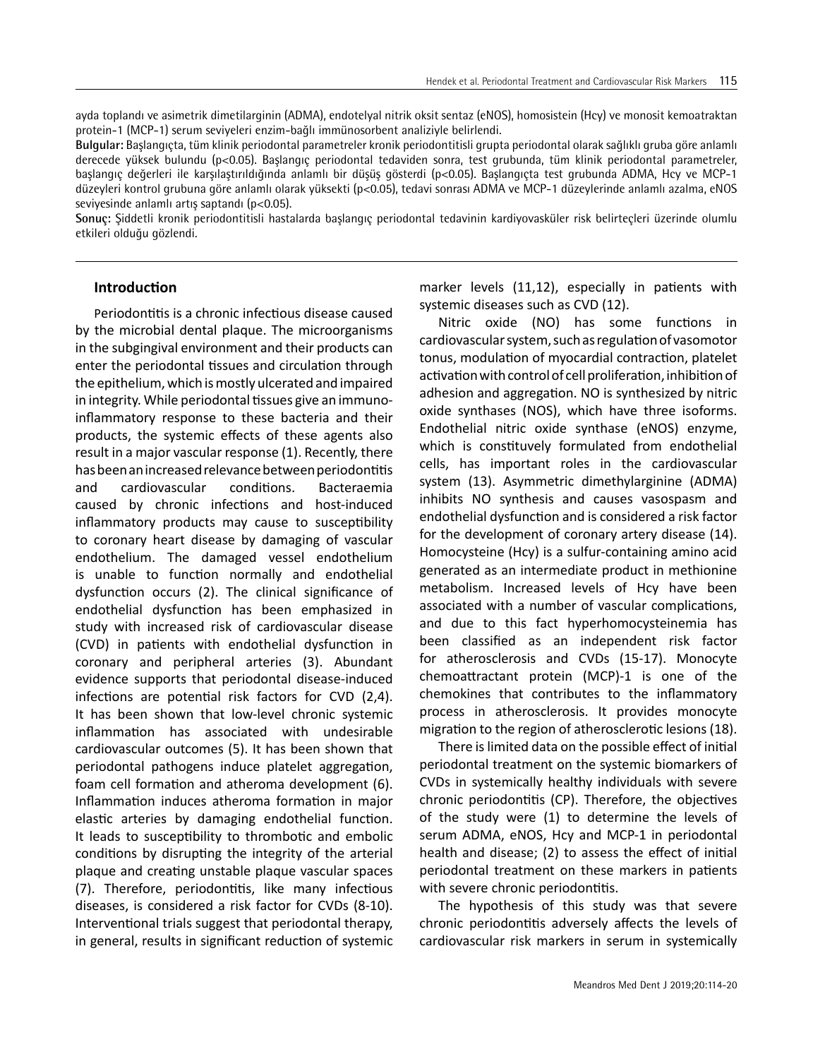ayda toplandı ve asimetrik dimetilarginin (ADMA), endotelyal nitrik oksit sentaz (eNOS), homosistein (Hcy) ve monosit kemoatraktan protein-1 (MCP-1) serum seviyeleri enzim-bağlı immünosorbent analiziyle belirlendi.

**Bulgular:** Başlangıçta, tüm klinik periodontal parametreler kronik periodontitisli grupta periodontal olarak sağlıklı gruba göre anlamlı derecede yüksek bulundu ($p<0.05$). Başlangıç periodontal tedaviden sonra, test grubunda, tüm klinik periodontal parametreler, başlangıç değerleri ile karşılaştırıldığında anlamlı bir düşüş gösterdi ($p<0.05$). Başlangıçta test grubunda ADMA, Hcy ve MCP-1 düzeyleri kontrol grubuna göre anlamlı olarak yüksekti ($p<0.05$), tedavi sonrası ADMA ve MCP-1 düzeylerinde anlamlı azalma, eNOS seviyesinde anlamlı artış saptandı ($p<0.05$).

**Sonuç:** Şiddetli kronik periodontitisli hastalarda başlangıç periodontal tedavinin kardiyovasküler risk belirteçleri üzerinde olumlu etkileri olduğu gözlendi.

## Introduction

Periodontitis is a chronic infectious disease caused by the microbial dental plaque. The microorganisms in the subgingival environment and their products can enter the periodontal tissues and circulation through the epithelium, which is mostly ulcerated and impaired in integrity. While periodontal tissues give an immuno-inflammatory response to these bacteria and their products, the systemic effects of these agents also result in a major vascular response (1). Recently, there has been an increased relevance between periodontitis and cardiovascular conditions. Bacteraemia caused by chronic infections and host-induced inflammatory products may cause to susceptibility to coronary heart disease by damaging of vascular endothelium. The damaged vessel endothelium is unable to function normally and endothelial dysfunction occurs (2). The clinical significance of endothelial dysfunction has been emphasized in study with increased risk of cardiovascular disease (CVD) in patients with endothelial dysfunction in coronary and peripheral arteries (3). Abundant evidence supports that periodontal disease-induced infections are potential risk factors for CVD (2,4). It has been shown that low-level chronic systemic inflammation has associated with undesirable cardiovascular outcomes (5). It has been shown that periodontal pathogens induce platelet aggregation, foam cell formation and atheroma development (6). Inflammation induces atheroma formation in major elastic arteries by damaging endothelial function. It leads to susceptibility to thrombotic and embolic conditions by disrupting the integrity of the arterial plaque and creating unstable plaque vascular spaces (7). Therefore, periodontitis, like many infectious diseases, is considered a risk factor for CVDs (8-10). Interventional trials suggest that periodontal therapy, in general, results in significant reduction of systemic marker levels (11,12), especially in patients with systemic diseases such as CVD (12).

Nitric oxide (NO) has some functions in cardiovascular system, such as regulation of vasomotor tonus, modulation of myocardial contraction, platelet activation with control of cell proliferation, inhibition of adhesion and aggregation. NO is synthesized by nitric oxide synthases (NOS), which have three isoforms. Endothelial nitric oxide synthase (eNOS) enzyme, which is constituvely formulated from endothelial cells, has important roles in the cardiovascular system (13). Asymmetric dimethylarginine (ADMA) inhibits NO synthesis and causes vasospasm and endothelial dysfunction and is considered a risk factor for the development of coronary artery disease (14). Homocysteine (Hcy) is a sulfur-containing amino acid generated as an intermediate product in methionine metabolism. Increased levels of Hcy have been associated with a number of vascular complications, and due to this fact hyperhomocysteinemia has been classified as an independent risk factor for atherosclerosis and CVDs (15-17). Monocyte chemoattractant protein (MCP)-1 is one of the chemokines that contributes to the inflammatory process in atherosclerosis. It provides monocyte migration to the region of atherosclerotic lesions (18).

There is limited data on the possible effect of initial periodontal treatment on the systemic biomarkers of CVDs in systemically healthy individuals with severe chronic periodontitis (CP). Therefore, the objectives of the study were (1) to determine the levels of serum ADMA, eNOS, Hcy and MCP-1 in periodontal health and disease; (2) to assess the effect of initial periodontal treatment on these markers in patients with severe chronic periodontitis.

The hypothesis of this study was that severe chronic periodontitis adversely affects the levels of cardiovascular risk markers in serum in systemically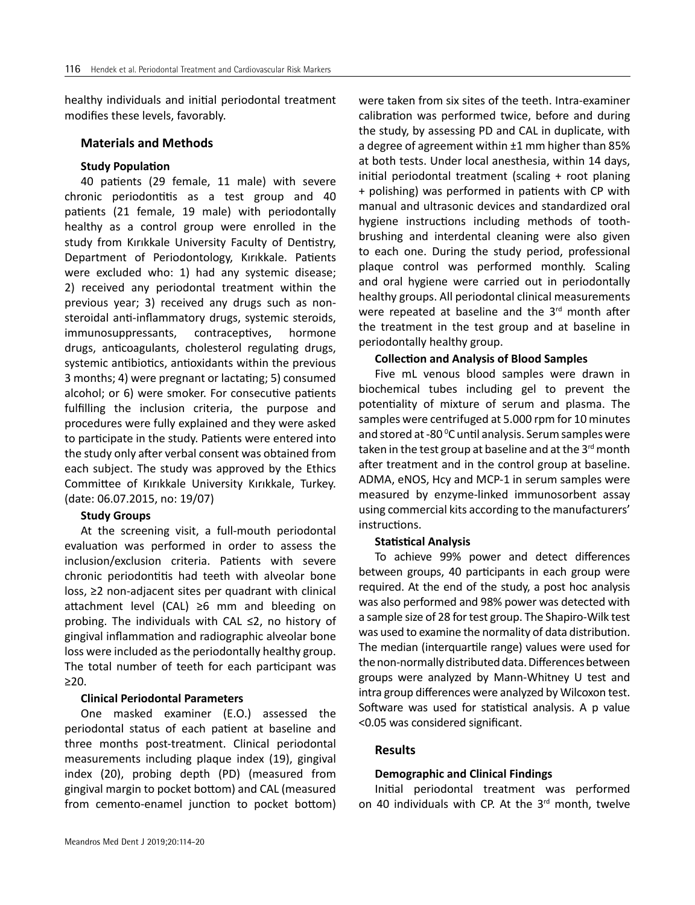healthy individuals and initial periodontal treatment modifies these levels, favorably.

## Materials and Methods

### Study Population

40 patients (29 female, 11 male) with severe chronic periodontitis as a test group and 40 patients (21 female, 19 male) with periodontally healthy as a control group were enrolled in the study from Kırıkkale University Faculty of Dentistry, Department of Periodontology, Kırıkkale. Patients were excluded who: 1) had any systemic disease; 2) received any periodontal treatment within the previous year; 3) received any drugs such as non-steroidal anti-inflammatory drugs, systemic steroids, immunosuppressants, contraceptives, hormone drugs, anticoagulants, cholesterol regulating drugs, systemic antibiotics, antioxidants within the previous 3 months; 4) were pregnant or lactating; 5) consumed alcohol; or 6) were smoker. For consecutive patients fulfilling the inclusion criteria, the purpose and procedures were fully explained and they were asked to participate in the study. Patients were entered into the study only after verbal consent was obtained from each subject. The study was approved by the Ethics Committee of Kırıkkale University Kırıkkale, Turkey. (date: 06.07.2015, no: 19/07)

### Study Groups

At the screening visit, a full-mouth periodontal evaluation was performed in order to assess the inclusion/exclusion criteria. Patients with severe chronic periodontitis had teeth with alveolar bone loss, ≥2 non-adjacent sites per quadrant with clinical attachment level (CAL) ≥6 mm and bleeding on probing. The individuals with CAL ≤2, no history of gingival inflammation and radiographic alveolar bone loss were included as the periodontally healthy group. The total number of teeth for each participant was ≥20.

### Clinical Periodontal Parameters

One masked examiner (E.O.) assessed the periodontal status of each patient at baseline and three months post-treatment. Clinical periodontal measurements including plaque index (19), gingival index (20), probing depth (PD) (measured from gingival margin to pocket bottom) and CAL (measured from cemento-enamel junction to pocket bottom) were taken from six sites of the teeth. Intra-examiner calibration was performed twice, before and during the study, by assessing PD and CAL in duplicate, with a degree of agreement within ±1 mm higher than 85% at both tests. Under local anesthesia, within 14 days, initial periodontal treatment (scaling + root planing + polishing) was performed in patients with CP with manual and ultrasonic devices and standardized oral hygiene instructions including methods of tooth-brushing and interdental cleaning were also given to each one. During the study period, professional plaque control was performed monthly. Scaling and oral hygiene were carried out in periodontally healthy groups. All periodontal clinical measurements were repeated at baseline and the 3rd month after the treatment in the test group and at baseline in periodontally healthy group.

### Collection and Analysis of Blood Samples

Five mL venous blood samples were drawn in biochemical tubes including gel to prevent the potentiality of mixture of serum and plasma. The samples were centrifuged at 5.000 rpm for 10 minutes and stored at -80 $^{0}$C until analysis. Serum samples were taken in the test group at baseline and at the 3rd month after treatment and in the control group at baseline. ADMA, eNOS, Hcy and MCP-1 in serum samples were measured by enzyme-linked immunosorbent assay using commercial kits according to the manufacturers' instructions.

### Statistical Analysis

To achieve 99% power and detect differences between groups, 40 participants in each group were required. At the end of the study, a post hoc analysis was also performed and 98% power was detected with a sample size of 28 for test group. The Shapiro-Wilk test was used to examine the normality of data distribution. The median (interquartile range) values were used for the non-normally distributed data. Differences between groups were analyzed by Mann-Whitney U test and intra group differences were analyzed by Wilcoxon test. Software was used for statistical analysis. A p value <0.05 was considered significant.

## Results

### Demographic and Clinical Findings

Initial periodontal treatment was performed on 40 individuals with CP. At the 3rd month, twelve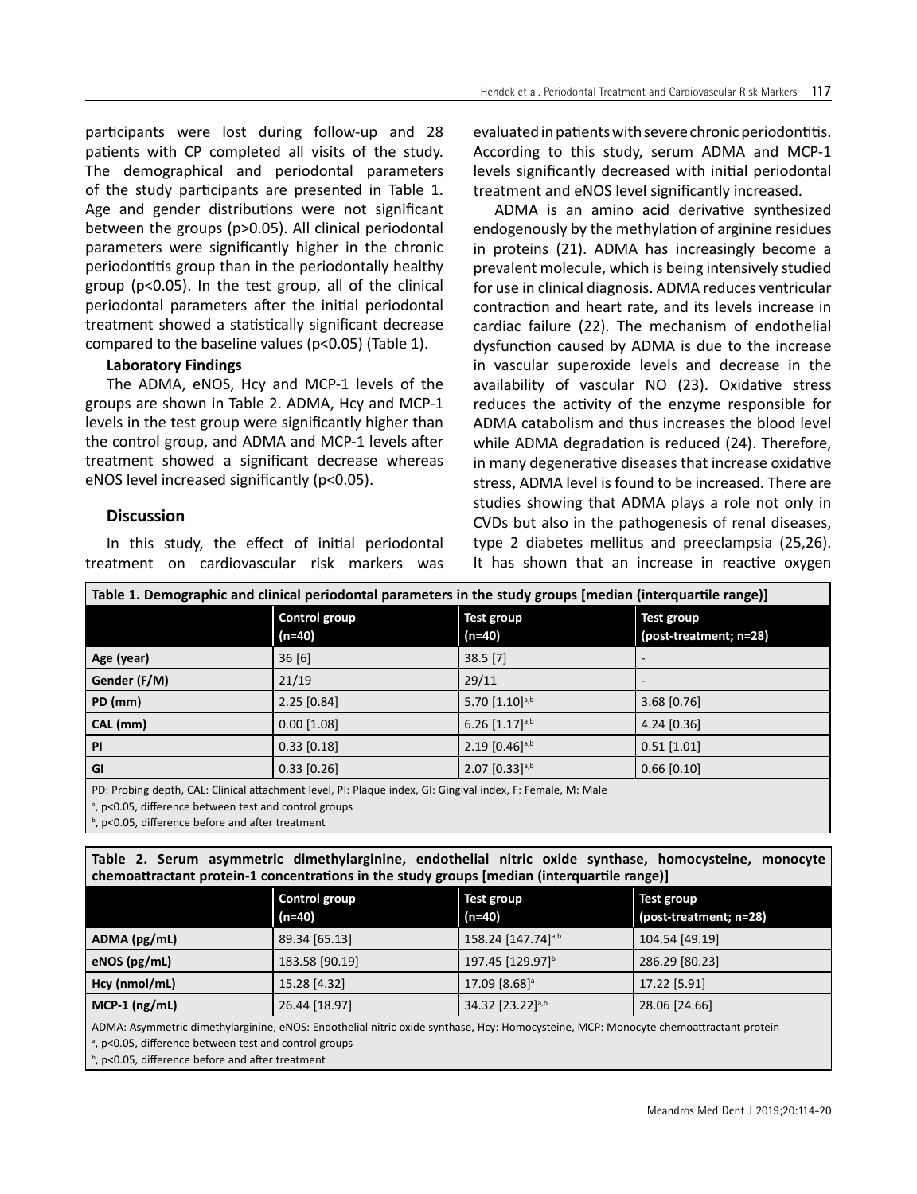participants were lost during follow-up and 28 patients with CP completed all visits of the study. The demographical and periodontal parameters of the study participants are presented in Table 1. Age and gender distributions were not significant between the groups (p>0.05). All clinical periodontal parameters were significantly higher in the chronic periodontitis group than in the periodontally healthy group (p<0.05). In the test group, all of the clinical periodontal parameters after the initial periodontal treatment showed a statistically significant decrease compared to the baseline values (p<0.05) (Table 1).

**Laboratory Findings**

The ADMA, eNOS, Hcy and MCP-1 levels of the groups are shown in Table 2. ADMA, Hcy and MCP-1 levels in the test group were significantly higher than the control group, and ADMA and MCP-1 levels after treatment showed a significant decrease whereas eNOS level increased significantly (p<0.05).

## Discussion

In this study, the effect of initial periodontal treatment on cardiovascular risk markers was evaluated in patients with severe chronic periodontitis. According to this study, serum ADMA and MCP-1 levels significantly decreased with initial periodontal treatment and eNOS level significantly increased.

ADMA is an amino acid derivative synthesized endogenously by the methylation of arginine residues in proteins (21). ADMA has increasingly become a prevalent molecule, which is being intensively studied for use in clinical diagnosis. ADMA reduces ventricular contraction and heart rate, and its levels increase in cardiac failure (22). The mechanism of endothelial dysfunction caused by ADMA is due to the increase in vascular superoxide levels and decrease in the availability of vascular NO (23). Oxidative stress reduces the activity of the enzyme responsible for ADMA catabolism and thus increases the blood level while ADMA degradation is reduced (24). Therefore, in many degenerative diseases that increase oxidative stress, ADMA level is found to be increased. There are studies showing that ADMA plays a role not only in CVDs but also in the pathogenesis of renal diseases, type 2 diabetes mellitus and preeclampsia (25,26). It has shown that an increase in reactive oxygen

**Table 1. Demographic and clinical periodontal parameters in the study groups [median (interquartile range)]**

| | Control group (n=40) | Test group (n=40) | Test group (post-treatment; n=28) |
|---|---|---|---|
| Age (year) | 36 [6] | 38.5 [7] | - |
| Gender (F/M) | 21/19 | 29/11 | - |
| PD (mm) | 2.25 [0.84] | 5.70 [1.10][a,b] | 3.68 [0.76] |
| CAL (mm) | 0.00 [1.08] | 6.26 [1.17][a,b] | 4.24 [0.36] |
| PI | 0.33 [0.18] | 2.19 [0.46][a,b] | 0.51 [1.01] |
| GI | 0.33 [0.26] | 2.07 [0.33][a,b] | 0.66 [0.10] |

PD: Probing depth, CAL: Clinical attachment level, PI: Plaque index, GI: Gingival index, F: Female, M: Male

[a], p<0.05, difference between test and control groups

[b], p<0.05, difference before and after treatment

**Table 2. Serum asymmetric dimethylarginine, endothelial nitric oxide synthase, homocysteine, monocyte chemoattractant protein-1 concentrations in the study groups [median (interquartile range)]**

| | Control group (n=40) | Test group (n=40) | Test group (post-treatment; n=28) |
|---|---|---|---|
| ADMA (pg/mL) | 89.34 [65.13] | 158.24 [147.74][a,b] | 104.54 [49.19] |
| eNOS (pg/mL) | 183.58 [90.19] | 197.45 [129.97][b] | 286.29 [80.23] |
| Hcy (nmol/mL) | 15.28 [4.32] | 17.09 [8.68][a] | 17.22 [5.91] |
| MCP-1 (ng/mL) | 26.44 [18.97] | 34.32 [23.22][a,b] | 28.06 [24.66] |

ADMA: Asymmetric dimethylarginine, eNOS: Endothelial nitric oxide synthase, Hcy: Homocysteine, MCP: Monocyte chemoattractant protein

[a], p<0.05, difference between test and control groups

[b], p<0.05, difference before and after treatment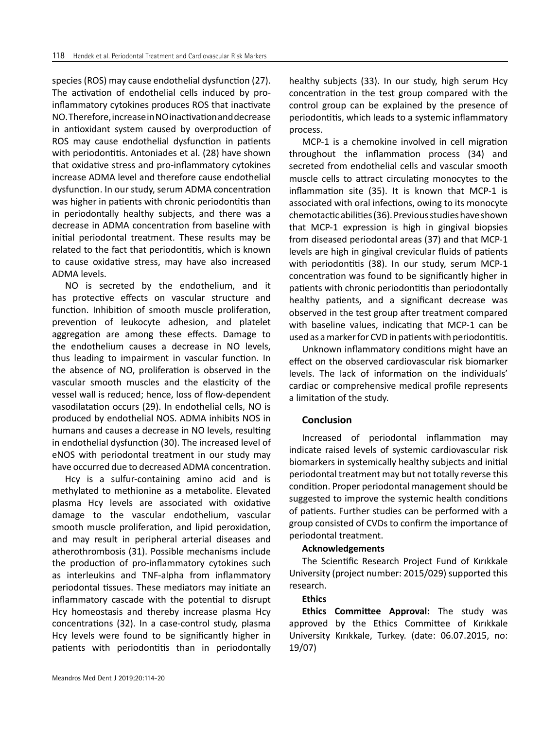species (ROS) may cause endothelial dysfunction (27). The activation of endothelial cells induced by pro-inflammatory cytokines produces ROS that inactivate NO. Therefore, increase in NO inactivation and decrease in antioxidant system caused by overproduction of ROS may cause endothelial dysfunction in patients with periodontitis. Antoniades et al. (28) have shown that oxidative stress and pro-inflammatory cytokines increase ADMA level and therefore cause endothelial dysfunction. In our study, serum ADMA concentration was higher in patients with chronic periodontitis than in periodontally healthy subjects, and there was a decrease in ADMA concentration from baseline with initial periodontal treatment. These results may be related to the fact that periodontitis, which is known to cause oxidative stress, may have also increased ADMA levels.

NO is secreted by the endothelium, and it has protective effects on vascular structure and function. Inhibition of smooth muscle proliferation, prevention of leukocyte adhesion, and platelet aggregation are among these effects. Damage to the endothelium causes a decrease in NO levels, thus leading to impairment in vascular function. In the absence of NO, proliferation is observed in the vascular smooth muscles and the elasticity of the vessel wall is reduced; hence, loss of flow-dependent vasodilatation occurs (29). In endothelial cells, NO is produced by endothelial NOS. ADMA inhibits NOS in humans and causes a decrease in NO levels, resulting in endothelial dysfunction (30). The increased level of eNOS with periodontal treatment in our study may have occurred due to decreased ADMA concentration.

Hcy is a sulfur-containing amino acid and is methylated to methionine as a metabolite. Elevated plasma Hcy levels are associated with oxidative damage to the vascular endothelium, vascular smooth muscle proliferation, and lipid peroxidation, and may result in peripheral arterial diseases and atherothrombosis (31). Possible mechanisms include the production of pro-inflammatory cytokines such as interleukins and TNF-alpha from inflammatory periodontal tissues. These mediators may initiate an inflammatory cascade with the potential to disrupt Hcy homeostasis and thereby increase plasma Hcy concentrations (32). In a case-control study, plasma Hcy levels were found to be significantly higher in patients with periodontitis than in periodontally healthy subjects (33). In our study, high serum Hcy concentration in the test group compared with the control group can be explained by the presence of periodontitis, which leads to a systemic inflammatory process.

MCP-1 is a chemokine involved in cell migration throughout the inflammation process (34) and secreted from endothelial cells and vascular smooth muscle cells to attract circulating monocytes to the inflammation site (35). It is known that MCP-1 is associated with oral infections, owing to its monocyte chemotactic abilities (36). Previous studies have shown that MCP-1 expression is high in gingival biopsies from diseased periodontal areas (37) and that MCP-1 levels are high in gingival crevicular fluids of patients with periodontitis (38). In our study, serum MCP-1 concentration was found to be significantly higher in patients with chronic periodontitis than periodontally healthy patients, and a significant decrease was observed in the test group after treatment compared with baseline values, indicating that MCP-1 can be used as a marker for CVD in patients with periodontitis.

Unknown inflammatory conditions might have an effect on the observed cardiovascular risk biomarker levels. The lack of information on the individuals' cardiac or comprehensive medical profile represents a limitation of the study.

## Conclusion

Increased of periodontal inflammation may indicate raised levels of systemic cardiovascular risk biomarkers in systemically healthy subjects and initial periodontal treatment may but not totally reverse this condition. Proper periodontal management should be suggested to improve the systemic health conditions of patients. Further studies can be performed with a group consisted of CVDs to confirm the importance of periodontal treatment.

**Acknowledgements**

The Scientific Research Project Fund of Kırıkkale University (project number: 2015/029) supported this research.

**Ethics**

**Ethics Committee Approval:** The study was approved by the Ethics Committee of Kırıkkale University Kırıkkale, Turkey. (date: 06.07.2015, no: 19/07)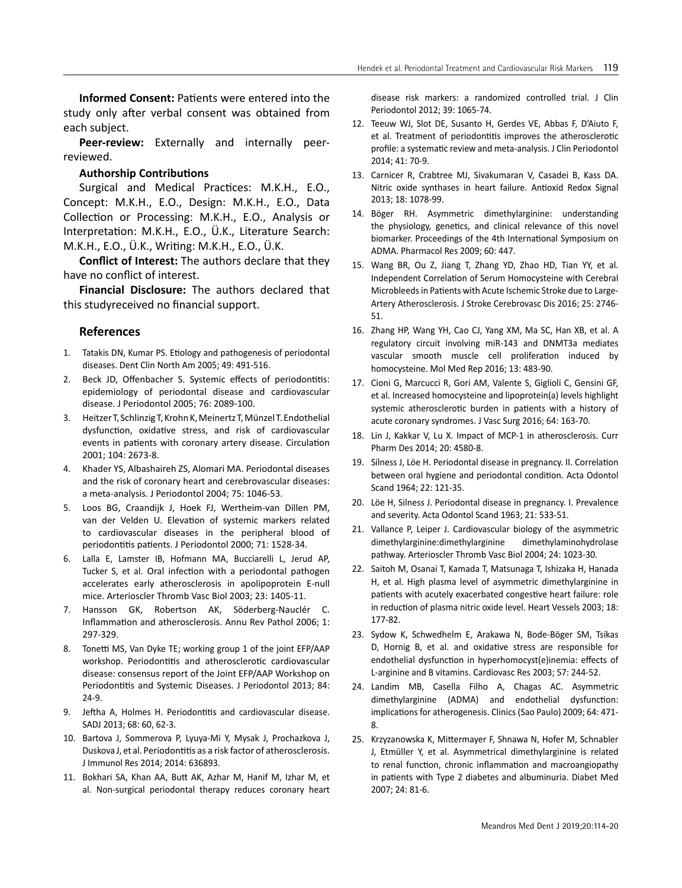**Informed Consent:** Patients were entered into the study only after verbal consent was obtained from each subject.

**Peer-review:** Externally and internally peer-reviewed.

**Authorship Contributions**

Surgical and Medical Practices: M.K.H., E.O., Concept: M.K.H., E.O., Design: M.K.H., E.O., Data Collection or Processing: M.K.H., E.O., Analysis or Interpretation: M.K.H., E.O., Ü.K., Literature Search: M.K.H., E.O., Ü.K., Writing: M.K.H., E.O., Ü.K.

**Conflict of Interest:** The authors declare that they have no conflict of interest.

**Financial Disclosure:** The authors declared that this studyreceived no financial support.

## References

1. Tatakis DN, Kumar PS. Etiology and pathogenesis of periodontal diseases. Dent Clin North Am 2005; 49: 491-516.
2. Beck JD, Offenbacher S. Systemic effects of periodontitis: epidemiology of periodontal disease and cardiovascular disease. J Periodontol 2005; 76: 2089-100.
3. Heitzer T, Schlinzig T, Krohn K, Meinertz T, Münzel T. Endothelial dysfunction, oxidative stress, and risk of cardiovascular events in patients with coronary artery disease. Circulation 2001; 104: 2673-8.
4. Khader YS, Albashaireh ZS, Alomari MA. Periodontal diseases and the risk of coronary heart and cerebrovascular diseases: a meta-analysis. J Periodontol 2004; 75: 1046-53.
5. Loos BG, Craandijk J, Hoek FJ, Wertheim-van Dillen PM, van der Velden U. Elevation of systemic markers related to cardiovascular diseases in the peripheral blood of periodontitis patients. J Periodontol 2000; 71: 1528-34.
6. Lalla E, Lamster IB, Hofmann MA, Bucciarelli L, Jerud AP, Tucker S, et al. Oral infection with a periodontal pathogen accelerates early atherosclerosis in apolipoprotein E-null mice. Arterioscler Thromb Vasc Biol 2003; 23: 1405-11.
7. Hansson GK, Robertson AK, Söderberg-Nauclér C. Inflammation and atherosclerosis. Annu Rev Pathol 2006; 1: 297-329.
8. Tonetti MS, Van Dyke TE; working group 1 of the joint EFP/AAP workshop. Periodontitis and atherosclerotic cardiovascular disease: consensus report of the Joint EFP/AAP Workshop on Periodontitis and Systemic Diseases. J Periodontol 2013; 84: 24-9.
9. Jeftha A, Holmes H. Periodontitis and cardiovascular disease. SADJ 2013; 68: 60, 62-3.
10. Bartova J, Sommerova P, Lyuya-Mi Y, Mysak J, Prochazkova J, Duskova J, et al. Periodontitis as a risk factor of atherosclerosis. J Immunol Res 2014; 2014: 636893.
11. Bokhari SA, Khan AA, Butt AK, Azhar M, Hanif M, Izhar M, et al. Non-surgical periodontal therapy reduces coronary heart disease risk markers: a randomized controlled trial. J Clin Periodontol 2012; 39: 1065-74.
12. Teeuw WJ, Slot DE, Susanto H, Gerdes VE, Abbas F, D'Aiuto F, et al. Treatment of periodontitis improves the atherosclerotic profile: a systematic review and meta-analysis. J Clin Periodontol 2014; 41: 70-9.
13. Carnicer R, Crabtree MJ, Sivakumaran V, Casadei B, Kass DA. Nitric oxide synthases in heart failure. Antioxid Redox Signal 2013; 18: 1078-99.
14. Böger RH. Asymmetric dimethylarginine: understanding the physiology, genetics, and clinical relevance of this novel biomarker. Proceedings of the 4th International Symposium on ADMA. Pharmacol Res 2009; 60: 447.
15. Wang BR, Ou Z, Jiang T, Zhang YD, Zhao HD, Tian YY, et al. Independent Correlation of Serum Homocysteine with Cerebral Microbleeds in Patients with Acute Ischemic Stroke due to Large-Artery Atherosclerosis. J Stroke Cerebrovasc Dis 2016; 25: 2746-51.
16. Zhang HP, Wang YH, Cao CJ, Yang XM, Ma SC, Han XB, et al. A regulatory circuit involving miR-143 and DNMT3a mediates vascular smooth muscle cell proliferation induced by homocysteine. Mol Med Rep 2016; 13: 483-90.
17. Cioni G, Marcucci R, Gori AM, Valente S, Giglioli C, Gensini GF, et al. Increased homocysteine and lipoprotein(a) levels highlight systemic atherosclerotic burden in patients with a history of acute coronary syndromes. J Vasc Surg 2016; 64: 163-70.
18. Lin J, Kakkar V, Lu X. Impact of MCP-1 in atherosclerosis. Curr Pharm Des 2014; 20: 4580-8.
19. Silness J, Löe H. Periodontal disease in pregnancy. II. Correlation between oral hygiene and periodontal condition. Acta Odontol Scand 1964; 22: 121-35.
20. Löe H, Silness J. Periodontal disease in pregnancy. I. Prevalence and severity. Acta Odontol Scand 1963; 21: 533-51.
21. Vallance P, Leiper J. Cardiovascular biology of the asymmetric dimethylarginine:dimethylarginine dimethylaminohydrolase pathway. Arterioscler Thromb Vasc Biol 2004; 24: 1023-30.
22. Saitoh M, Osanai T, Kamada T, Matsunaga T, Ishizaka H, Hanada H, et al. High plasma level of asymmetric dimethylarginine in patients with acutely exacerbated congestive heart failure: role in reduction of plasma nitric oxide level. Heart Vessels 2003; 18: 177-82.
23. Sydow K, Schwedhelm E, Arakawa N, Bode-Böger SM, Tsikas D, Hornig B, et al. and oxidative stress are responsible for endothelial dysfunction in hyperhomocyst(e)inemia: effects of L-arginine and B vitamins. Cardiovasc Res 2003; 57: 244-52.
24. Landim MB, Casella Filho A, Chagas AC. Asymmetric dimethylarginine (ADMA) and endothelial dysfunction: implications for atherogenesis. Clinics (Sao Paulo) 2009; 64: 471-8.
25. Krzyzanowska K, Mittermayer F, Shnawa N, Hofer M, Schnabler J, Etmüller Y, et al. Asymmetrical dimethylarginine is related to renal function, chronic inflammation and macroangiopathy in patients with Type 2 diabetes and albuminuria. Diabet Med 2007; 24: 81-6.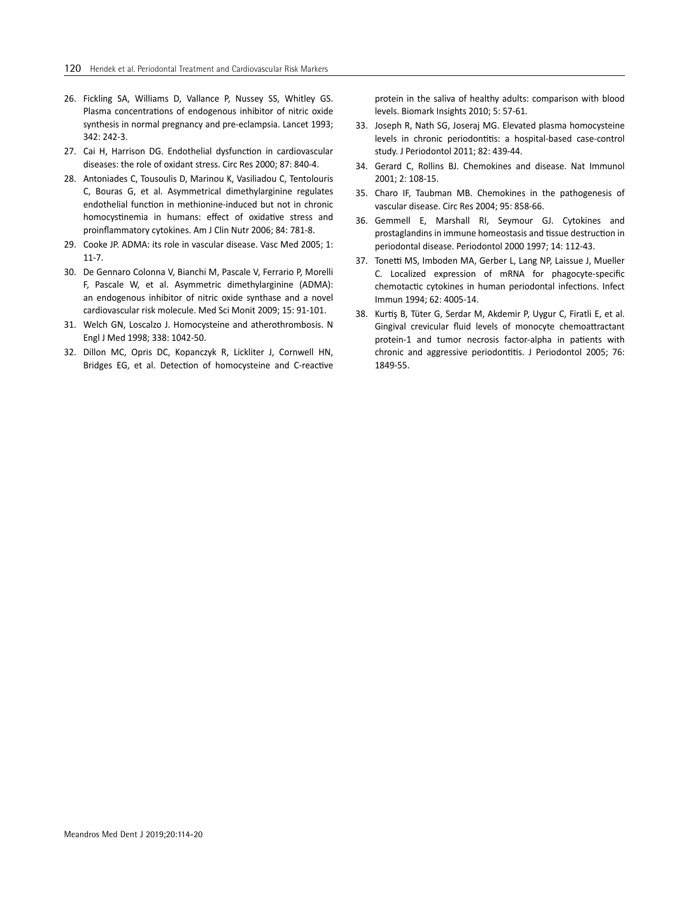26. Fickling SA, Williams D, Vallance P, Nussey SS, Whitley GS. Plasma concentrations of endogenous inhibitor of nitric oxide synthesis in normal pregnancy and pre-eclampsia. Lancet 1993; 342: 242-3.
27. Cai H, Harrison DG. Endothelial dysfunction in cardiovascular diseases: the role of oxidant stress. Circ Res 2000; 87: 840-4.
28. Antoniades C, Tousoulis D, Marinou K, Vasiliadou C, Tentolouris C, Bouras G, et al. Asymmetrical dimethylarginine regulates endothelial function in methionine-induced but not in chronic homocystinemia in humans: effect of oxidative stress and proinflammatory cytokines. Am J Clin Nutr 2006; 84: 781-8.
29. Cooke JP. ADMA: its role in vascular disease. Vasc Med 2005; 1: 11-7.
30. De Gennaro Colonna V, Bianchi M, Pascale V, Ferrario P, Morelli F, Pascale W, et al. Asymmetric dimethylarginine (ADMA): an endogenous inhibitor of nitric oxide synthase and a novel cardiovascular risk molecule. Med Sci Monit 2009; 15: 91-101.
31. Welch GN, Loscalzo J. Homocysteine and atherothrombosis. N Engl J Med 1998; 338: 1042-50.
32. Dillon MC, Opris DC, Kopanczyk R, Lickliter J, Cornwell HN, Bridges EG, et al. Detection of homocysteine and C-reactive protein in the saliva of healthy adults: comparison with blood levels. Biomark Insights 2010; 5: 57-61.
33. Joseph R, Nath SG, Joseraj MG. Elevated plasma homocysteine levels in chronic periodontitis: a hospital-based case-control study. J Periodontol 2011; 82: 439-44.
34. Gerard C, Rollins BJ. Chemokines and disease. Nat Immunol 2001; 2: 108-15.
35. Charo IF, Taubman MB. Chemokines in the pathogenesis of vascular disease. Circ Res 2004; 95: 858-66.
36. Gemmell E, Marshall RI, Seymour GJ. Cytokines and prostaglandins in immune homeostasis and tissue destruction in periodontal disease. Periodontol 2000 1997; 14: 112-43.
37. Tonetti MS, Imboden MA, Gerber L, Lang NP, Laissue J, Mueller C. Localized expression of mRNA for phagocyte-specific chemotactic cytokines in human periodontal infections. Infect Immun 1994; 62: 4005-14.
38. Kurtiş B, Tüter G, Serdar M, Akdemir P, Uygur C, Firatli E, et al. Gingival crevicular fluid levels of monocyte chemoattractant protein-1 and tumor necrosis factor-alpha in patients with chronic and aggressive periodontitis. J Periodontol 2005; 76: 1849-55.